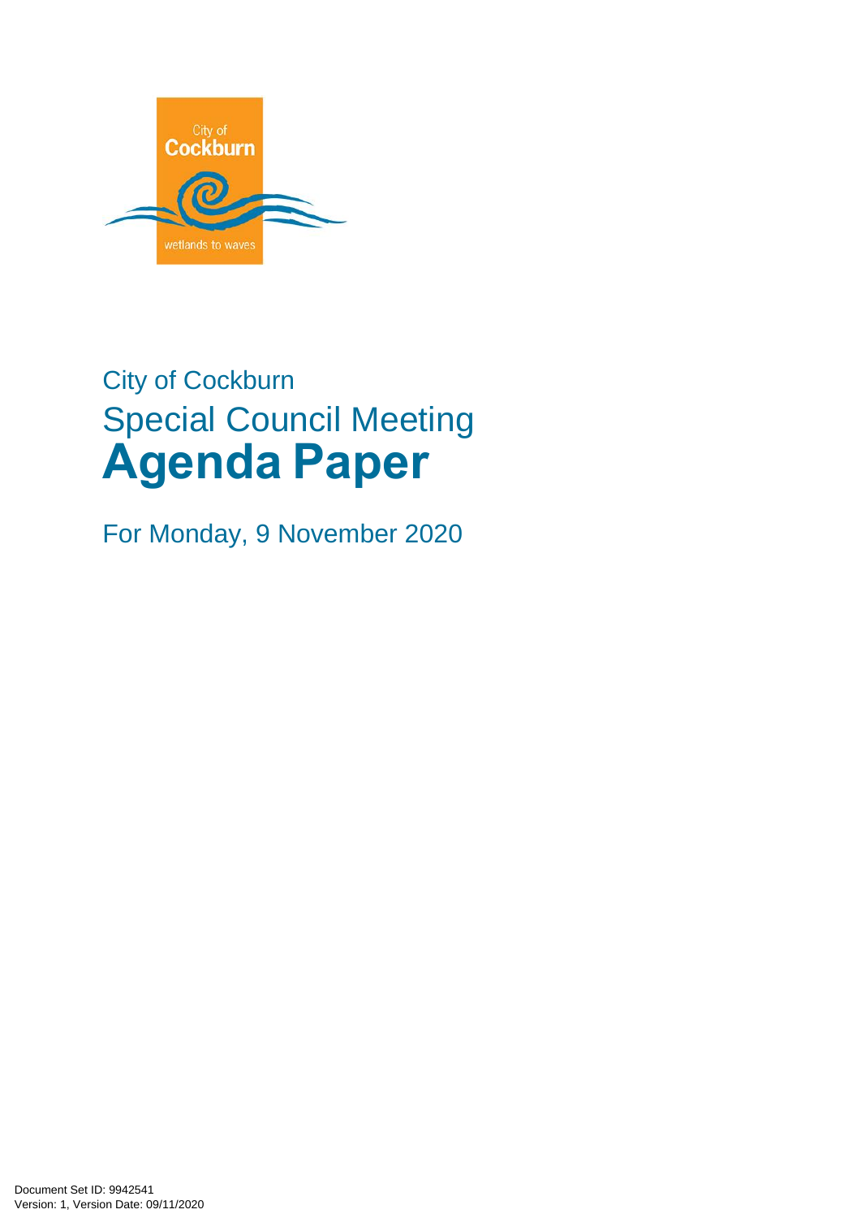City of Cockburn

# Special Council Meeting
# Agenda Paper

For Monday, 9 November 2020

Document Set ID: 9942541
Version: 1, Version Date: 09/11/2020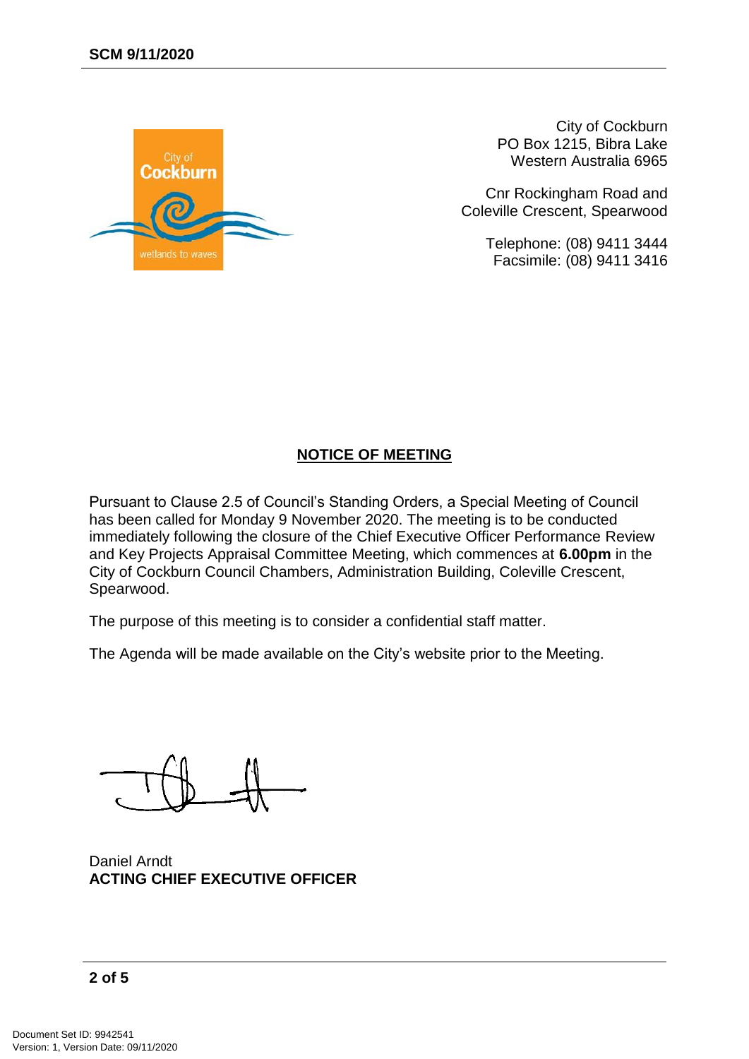City of Cockburn
PO Box 1215, Bibla Lake
Western Australia 6965

Cnr Rockingham Road and
Coleville Crescent, Spearwood

Telephone: (08) 9411 3444
Facsimile: (08) 9411 3416

## NOTICE OF MEETING

Pursuant to Clause 2.5 of Council's Standing Orders, a Special Meeting of Council has been called for Monday 9 November 2020. The meeting is to be conducted immediately following the closure of the Chief Executive Officer Performance Review and Key Projects Appraisal Committee Meeting, which commences at **6.00pm** in the City of Cockburn Council Chambers, Administration Building, Coleville Crescent, Spearwood.

The purpose of this meeting is to consider a confidential staff matter.

The Agenda will be made available on the City's website prior to the Meeting.

Daniel Arndt
**ACTING CHIEF EXECUTIVE OFFICER**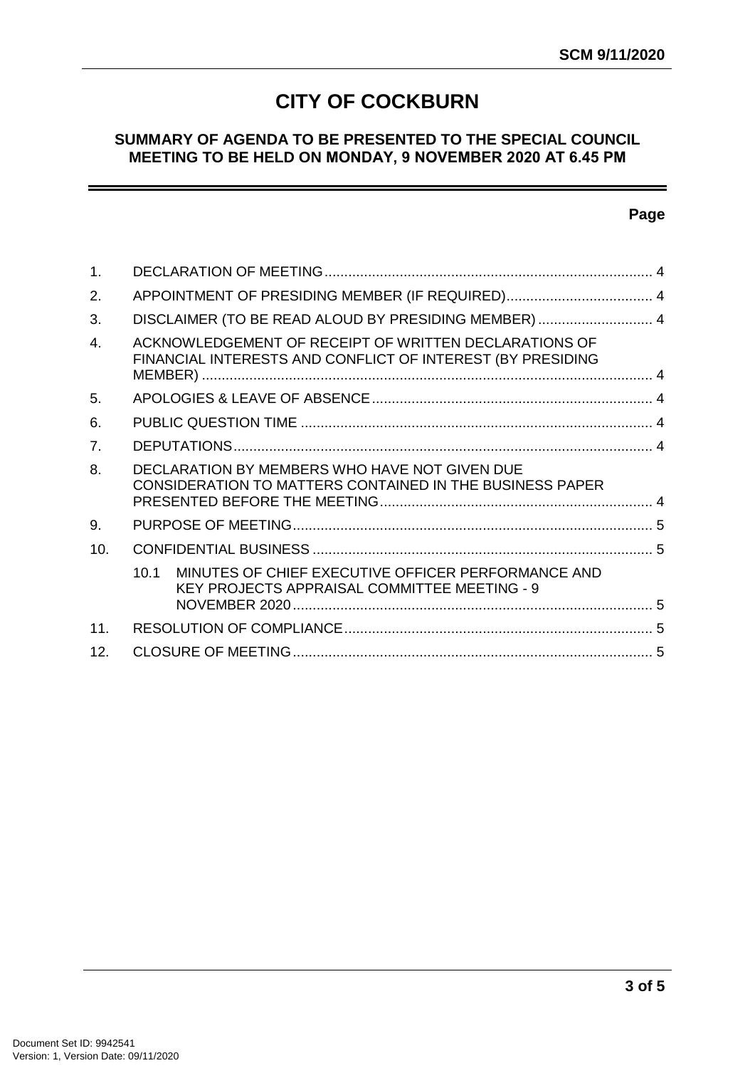# CITY OF COCKBURN

## SUMMARY OF AGENDA TO BE PRESENTED TO THE SPECIAL COUNCIL MEETING TO BE HELD ON MONDAY, 9 NOVEMBER 2020 AT 6.45 PM

| | | Page |
|---|---|---|
| 1. | DECLARATION OF MEETING | 4 |
| 2. | APPOINTMENT OF PRESIDING MEMBER (IF REQUIRED) | 4 |
| 3. | DISCLAIMER (TO BE READ ALOUD BY PRESIDING MEMBER) | 4 |
| 4. | ACKNOWLEDGEMENT OF RECEIPT OF WRITTEN DECLARATIONS OF FINANCIAL INTERESTS AND CONFLICT OF INTEREST (BY PRESIDING MEMBER) | 4 |
| 5. | APOLOGIES & LEAVE OF ABSENCE | 4 |
| 6. | PUBLIC QUESTION TIME | 4 |
| 7. | DEPUTATIONS | 4 |
| 8. | DECLARATION BY MEMBERS WHO HAVE NOT GIVEN DUE CONSIDERATION TO MATTERS CONTAINED IN THE BUSINESS PAPER PRESENTED BEFORE THE MEETING | 4 |
| 9. | PURPOSE OF MEETING | 5 |
| 10. | CONFIDENTIAL BUSINESS | 5 |
| | 10.1 MINUTES OF CHIEF EXECUTIVE OFFICER PERFORMANCE AND KEY PROJECTS APPRAISAL COMMITTEE MEETING - 9 NOVEMBER 2020 | 5 |
| 11. | RESOLUTION OF COMPLIANCE | 5 |
| 12. | CLOSURE OF MEETING | 5 |

Document Set ID: 9942541
Version: 1, Version Date: 09/11/2020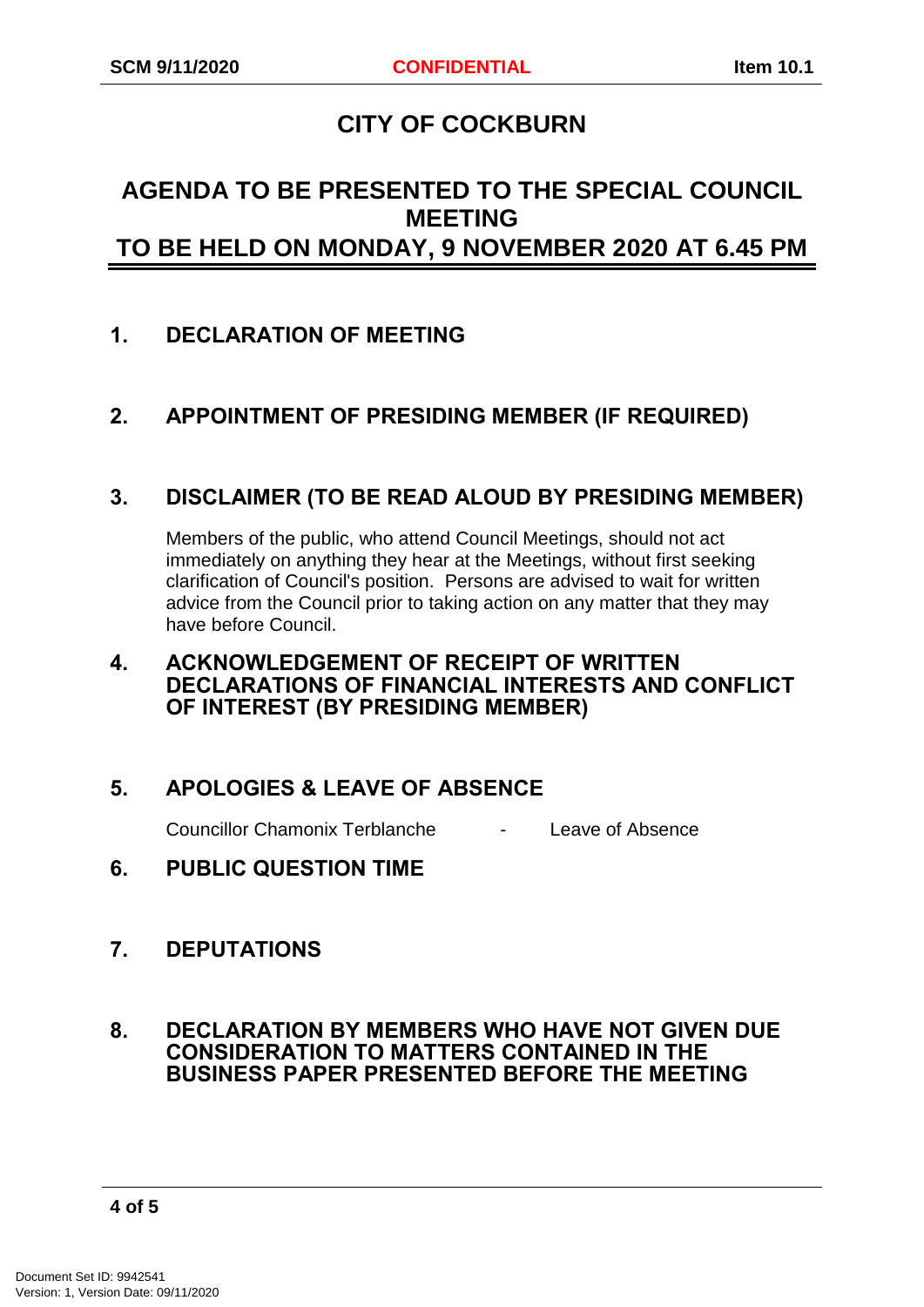# CITY OF COCKBURN

## AGENDA TO BE PRESENTED TO THE SPECIAL COUNCIL MEETING TO BE HELD ON MONDAY, 9 NOVEMBER 2020 AT 6.45 PM

### 1. DECLARATION OF MEETING

### 2. APPOINTMENT OF PRESIDING MEMBER (IF REQUIRED)

### 3. DISCLAIMER (TO BE READ ALOUD BY PRESIDING MEMBER)

Members of the public, who attend Council Meetings, should not act immediately on anything they hear at the Meetings, without first seeking clarification of Council's position. Persons are advised to wait for written advice from the Council prior to taking action on any matter that they may have before Council.

### 4. ACKNOWLEDGEMENT OF RECEIPT OF WRITTEN DECLARATIONS OF FINANCIAL INTERESTS AND CONFLICT OF INTEREST (BY PRESIDING MEMBER)

### 5. APOLOGIES & LEAVE OF ABSENCE

Councillor Chamonix Terblanche - Leave of Absence

### 6. PUBLIC QUESTION TIME

### 7. DEPUTATIONS

### 8. DECLARATION BY MEMBERS WHO HAVE NOT GIVEN DUE CONSIDERATION TO MATTERS CONTAINED IN THE BUSINESS PAPER PRESENTED BEFORE THE MEETING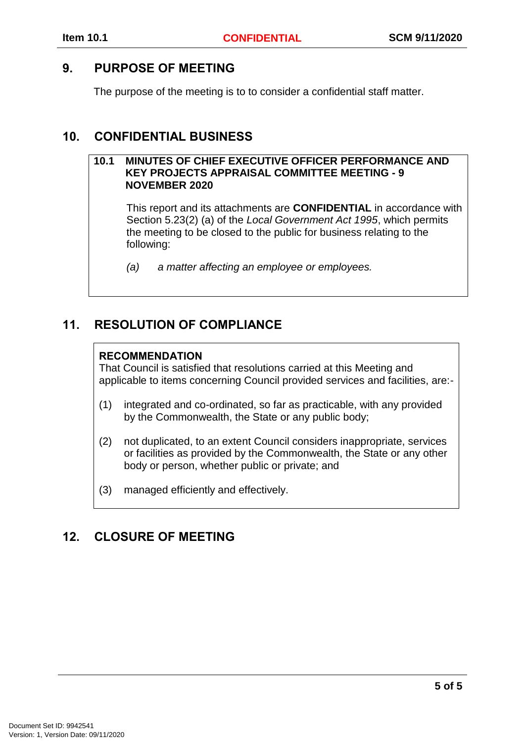## 9. PURPOSE OF MEETING

The purpose of the meeting is to to consider a confidential staff matter.

## 10. CONFIDENTIAL BUSINESS

**10.1 MINUTES OF CHIEF EXECUTIVE OFFICER PERFORMANCE AND KEY PROJECTS APPRAISAL COMMITTEE MEETING - 9 NOVEMBER 2020**

This report and its attachments are **CONFIDENTIAL** in accordance with Section 5.23(2) (a) of the *Local Government Act 1995*, which permits the meeting to be closed to the public for business relating to the following:

*(a) a matter affecting an employee or employees.*

## 11. RESOLUTION OF COMPLIANCE

**RECOMMENDATION**

That Council is satisfied that resolutions carried at this Meeting and applicable to items concerning Council provided services and facilities, are:-

(1) integrated and co-ordinated, so far as practicable, with any provided by the Commonwealth, the State or any public body;

(2) not duplicated, to an extent Council considers inappropriate, services or facilities as provided by the Commonwealth, the State or any other body or person, whether public or private; and

(3) managed efficiently and effectively.

## 12. CLOSURE OF MEETING